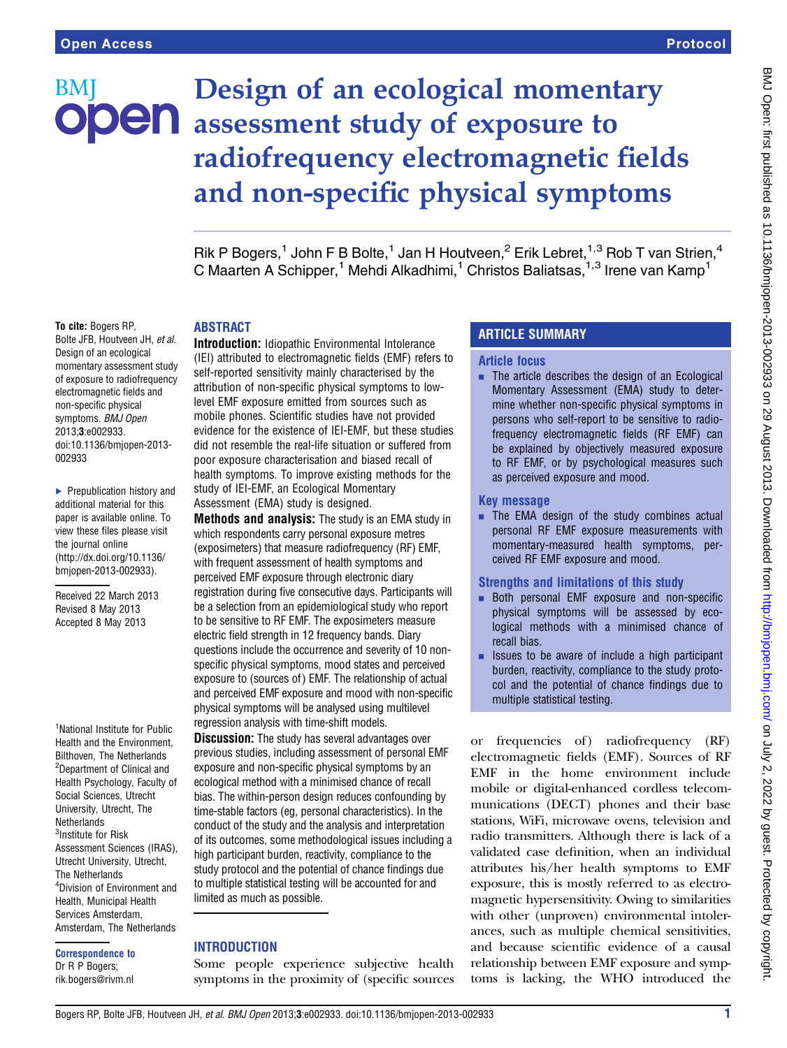# Design of an ecological momentary assessment study of exposure to radiofrequency electromagnetic fields and non-specific physical symptoms

Rik P Bogers,[1] John F B Bolte,[1] Jan H Houtveen,[2] Erik Lebret,[1,3] Rob T van Strien,[4] C Maarten A Schipper,[1] Mehdi Alkadhimi,[1] Christos Baliatsas,[1,3] Irene van Kamp[1]

**To cite:** Bogers RP, Bolte JFB, Houtveen JH, *et al*. Design of an ecological momentary assessment study of exposure to radiofrequency electromagnetic fields and non-specific physical symptoms. *BMJ Open* 2013;**3**:e002933. doi:10.1136/bmjopen-2013-002933

► Prepublication history and additional material for this paper is available online. To view these files please visit the journal online (http://dx.doi.org/10.1136/bmjopen-2013-002933).

Received 22 March 2013
Revised 8 May 2013
Accepted 8 May 2013

[1]National Institute for Public Health and the Environment, Bilthoven, The Netherlands
[2]Department of Clinical and Health Psychology, Faculty of Social Sciences, Utrecht University, Utrecht, The Netherlands
[3]Institute for Risk Assessment Sciences (IRAS), Utrecht University, Utrecht, The Netherlands
[4]Division of Environment and Health, Municipal Health Services Amsterdam, Amsterdam, The Netherlands

**Correspondence to**
Dr R P Bogers;
rik.bogers@rivm.nl

## ABSTRACT

**Introduction:** Idiopathic Environmental Intolerance (IEI) attributed to electromagnetic fields (EMF) refers to self-reported sensitivity mainly characterised by the attribution of non-specific physical symptoms to low-level EMF exposure emitted from sources such as mobile phones. Scientific studies have not provided evidence for the existence of IEI-EMF, but these studies did not resemble the real-life situation or suffered from poor exposure characterisation and biased recall of health symptoms. To improve existing methods for the study of IEI-EMF, an Ecological Momentary Assessment (EMA) study is designed.

**Methods and analysis:** The study is an EMA study in which respondents carry personal exposure metres (exposimeters) that measure radiofrequency (RF) EMF, with frequent assessment of health symptoms and perceived EMF exposure through electronic diary registration during five consecutive days. Participants will be a selection from an epidemiological study who report to be sensitive to RF EMF. The exposimeters measure electric field strength in 12 frequency bands. Diary questions include the occurrence and severity of 10 non-specific physical symptoms, mood states and perceived exposure to (sources of) EMF. The relationship of actual and perceived EMF exposure and mood with non-specific physical symptoms will be analysed using multilevel regression analysis with time-shift models.

**Discussion:** The study has several advantages over previous studies, including assessment of personal EMF exposure and non-specific physical symptoms by an ecological method with a minimised chance of recall bias. The within-person design reduces confounding by time-stable factors (eg, personal characteristics). In the conduct of the study and the analysis and interpretation of its outcomes, some methodological issues including a high participant burden, reactivity, compliance to the study protocol and the potential of chance findings due to multiple statistical testing will be accounted for and limited as much as possible.

## ARTICLE SUMMARY

### Article focus

- The article describes the design of an Ecological Momentary Assessment (EMA) study to determine whether non-specific physical symptoms in persons who self-report to be sensitive to radiofrequency electromagnetic fields (RF EMF) can be explained by objectively measured exposure to RF EMF, or by psychological measures such as perceived exposure and mood.

### Key message

- The EMA design of the study combines actual personal RF EMF exposure measurements with momentary-measured health symptoms, perceived RF EMF exposure and mood.

### Strengths and limitations of this study

- Both personal EMF exposure and non-specific physical symptoms will be assessed by ecological methods with a minimised chance of recall bias.
- Issues to be aware of include a high participant burden, reactivity, compliance to the study protocol and the potential of chance findings due to multiple statistical testing.

## INTRODUCTION

Some people experience subjective health symptoms in the proximity of (specific sources or frequencies of) radiofrequency (RF) electromagnetic fields (EMF). Sources of RF EMF in the home environment include mobile or digital-enhanced cordless telecommunications (DECT) phones and their base stations, WiFi, microwave ovens, television and radio transmitters. Although there is lack of a validated case definition, when an individual attributes his/her health symptoms to EMF exposure, this is mostly referred to as electromagnetic hypersensitivity. Owing to similarities with other (unproven) environmental intolerances, such as multiple chemical sensitivities, and because scientific evidence of a causal relationship between EMF exposure and symptoms is lacking, the WHO introduced the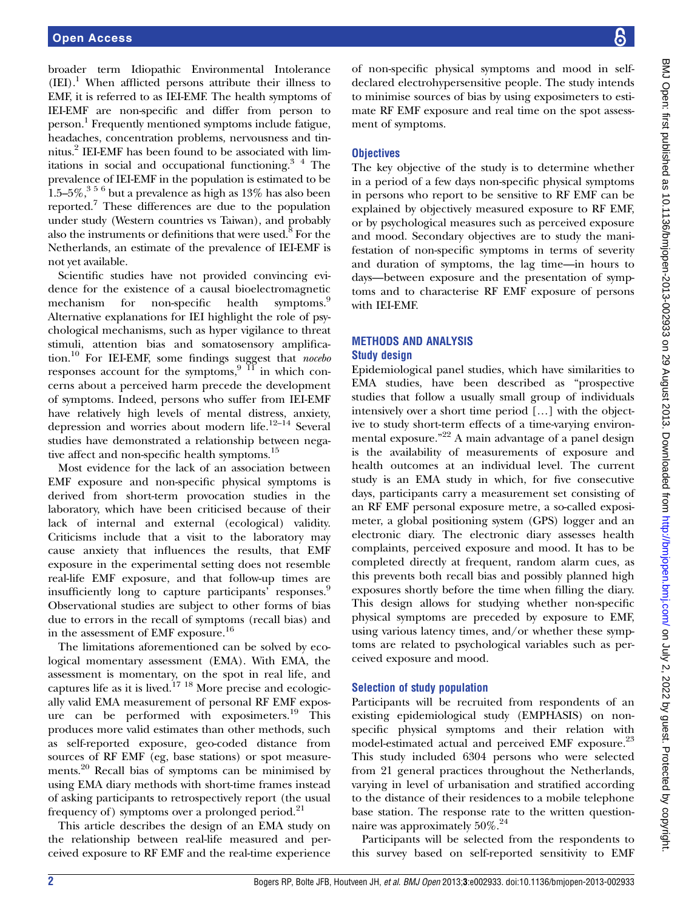broader term Idiopathic Environmental Intolerance (IEI).[1] When afflicted persons attribute their illness to EMF, it is referred to as IEI-EMF. The health symptoms of IEI-EMF are non-specific and differ from person to person.[1] Frequently mentioned symptoms include fatigue, headaches, concentration problems, nervousness and tinnitus.[2] IEI-EMF has been found to be associated with limitations in social and occupational functioning.[3 4] The prevalence of IEI-EMF in the population is estimated to be 1.5–5%,[3 5 6] but a prevalence as high as 13% has also been reported.[7] These differences are due to the population under study (Western countries vs Taiwan), and probably also the instruments or definitions that were used.[8] For the Netherlands, an estimate of the prevalence of IEI-EMF is not yet available.

Scientific studies have not provided convincing evidence for the existence of a causal bioelectromagnetic mechanism for non-specific health symptoms.[9] Alternative explanations for IEI highlight the role of psychological mechanisms, such as hyper vigilance to threat stimuli, attention bias and somatosensory amplification.[10] For IEI-EMF, some findings suggest that *nocebo* responses account for the symptoms,[9 11] in which concerns about a perceived harm precede the development of symptoms. Indeed, persons who suffer from IEI-EMF have relatively high levels of mental distress, anxiety, depression and worries about modern life.[12–14] Several studies have demonstrated a relationship between negative affect and non-specific health symptoms.[15]

Most evidence for the lack of an association between EMF exposure and non-specific physical symptoms is derived from short-term provocation studies in the laboratory, which have been criticised because of their lack of internal and external (ecological) validity. Criticisms include that a visit to the laboratory may cause anxiety that influences the results, that EMF exposure in the experimental setting does not resemble real-life EMF exposure, and that follow-up times are insufficiently long to capture participants' responses.[9] Observational studies are subject to other forms of bias due to errors in the recall of symptoms (recall bias) and in the assessment of EMF exposure.[16]

The limitations aforementioned can be solved by ecological momentary assessment (EMA). With EMA, the assessment is momentary, on the spot in real life, and captures life as it is lived.[17 18] More precise and ecologically valid EMA measurement of personal RF EMF exposure can be performed with exposimeters.[19] This produces more valid estimates than other methods, such as self-reported exposure, geo-coded distance from sources of RF EMF (eg, base stations) or spot measurements.[20] Recall bias of symptoms can be minimised by using EMA diary methods with short-time frames instead of asking participants to retrospectively report (the usual frequency of) symptoms over a prolonged period.[21]

This article describes the design of an EMA study on the relationship between real-life measured and perceived exposure to RF EMF and the real-time experience of non-specific physical symptoms and mood in self-declared electrohypersensitive people. The study intends to minimise sources of bias by using exposimeters to estimate RF EMF exposure and real time on the spot assessment of symptoms.

### Objectives

The key objective of the study is to determine whether in a period of a few days non-specific physical symptoms in persons who report to be sensitive to RF EMF can be explained by objectively measured exposure to RF EMF, or by psychological measures such as perceived exposure and mood. Secondary objectives are to study the manifestation of non-specific symptoms in terms of severity and duration of symptoms, the lag time—in hours to days—between exposure and the presentation of symptoms and to characterise RF EMF exposure of persons with IEI-EMF.

## METHODS AND ANALYSIS

### Study design

Epidemiological panel studies, which have similarities to EMA studies, have been described as "prospective studies that follow a usually small group of individuals intensively over a short time period […] with the objective to study short-term effects of a time-varying environmental exposure."[22] A main advantage of a panel design is the availability of measurements of exposure and health outcomes at an individual level. The current study is an EMA study in which, for five consecutive days, participants carry a measurement set consisting of an RF EMF personal exposure metre, a so-called exposimeter, a global positioning system (GPS) logger and an electronic diary. The electronic diary assesses health complaints, perceived exposure and mood. It has to be completed directly at frequent, random alarm cues, as this prevents both recall bias and possibly planned high exposures shortly before the time when filling the diary. This design allows for studying whether non-specific physical symptoms are preceded by exposure to EMF, using various latency times, and/or whether these symptoms are related to psychological variables such as perceived exposure and mood.

### Selection of study population

Participants will be recruited from respondents of an existing epidemiological study (EMPHASIS) on non-specific physical symptoms and their relation with model-estimated actual and perceived EMF exposure.[23] This study included 6304 persons who were selected from 21 general practices throughout the Netherlands, varying in level of urbanisation and stratified according to the distance of their residences to a mobile telephone base station. The response rate to the written questionnaire was approximately 50%.[24]

Participants will be selected from the respondents to this survey based on self-reported sensitivity to EMF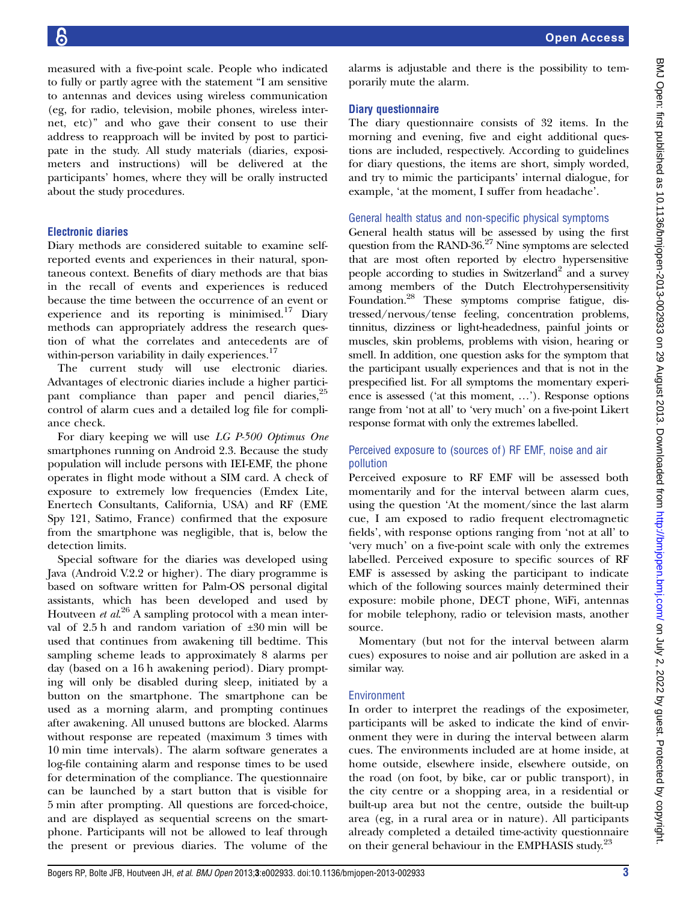measured with a five-point scale. People who indicated to fully or partly agree with the statement "I am sensitive to antennas and devices using wireless communication (eg, for radio, television, mobile phones, wireless internet, etc)" and who gave their consent to use their address to reapproach will be invited by post to participate in the study. All study materials (diaries, exposimeters and instructions) will be delivered at the participants' homes, where they will be orally instructed about the study procedures.

## Electronic diaries

Diary methods are considered suitable to examine self-reported events and experiences in their natural, spontaneous context. Benefits of diary methods are that bias in the recall of events and experiences is reduced because the time between the occurrence of an event or experience and its reporting is minimised.[17] Diary methods can appropriately address the research question of what the correlates and antecedents are of within-person variability in daily experiences.[17]

The current study will use electronic diaries. Advantages of electronic diaries include a higher participant compliance than paper and pencil diaries,[25] control of alarm cues and a detailed log file for compliance check.

For diary keeping we will use *LG P-500 Optimus One* smartphones running on Android 2.3. Because the study population will include persons with IEI-EMF, the phone operates in flight mode without a SIM card. A check of exposure to extremely low frequencies (Emdex Lite, Enertech Consultants, California, USA) and RF (EME Spy 121, Satimo, France) confirmed that the exposure from the smartphone was negligible, that is, below the detection limits.

Special software for the diaries was developed using Java (Android V.2.2 or higher). The diary programme is based on software written for Palm-OS personal digital assistants, which has been developed and used by Houtveen *et al*.[26] A sampling protocol with a mean interval of 2.5 h and random variation of ±30 min will be used that continues from awakening till bedtime. This sampling scheme leads to approximately 8 alarms per day (based on a 16 h awakening period). Diary prompting will only be disabled during sleep, initiated by a button on the smartphone. The smartphone can be used as a morning alarm, and prompting continues after awakening. All unused buttons are blocked. Alarms without response are repeated (maximum 3 times with 10 min time intervals). The alarm software generates a log-file containing alarm and response times to be used for determination of the compliance. The questionnaire can be launched by a start button that is visible for 5 min after prompting. All questions are forced-choice, and are displayed as sequential screens on the smartphone. Participants will not be allowed to leaf through the present or previous diaries. The volume of the alarms is adjustable and there is the possibility to temporarily mute the alarm.

## Diary questionnaire

The diary questionnaire consists of 32 items. In the morning and evening, five and eight additional questions are included, respectively. According to guidelines for diary questions, the items are short, simply worded, and try to mimic the participants' internal dialogue, for example, 'at the moment, I suffer from headache'.

### General health status and non-specific physical symptoms

General health status will be assessed by using the first question from the RAND-36.[27] Nine symptoms are selected that are most often reported by electro hypersensitive people according to studies in Switzerland[2] and a survey among members of the Dutch Electrohypersensitivity Foundation.[28] These symptoms comprise fatigue, distressed/nervous/tense feeling, concentration problems, tinnitus, dizziness or light-headedness, painful joints or muscles, skin problems, problems with vision, hearing or smell. In addition, one question asks for the symptom that the participant usually experiences and that is not in the prespecified list. For all symptoms the momentary experience is assessed ('at this moment, …'). Response options range from 'not at all' to 'very much' on a five-point Likert response format with only the extremes labelled.

### Perceived exposure to (sources of) RF EMF, noise and air pollution

Perceived exposure to RF EMF will be assessed both momentarily and for the interval between alarm cues, using the question 'At the moment/since the last alarm cue, I am exposed to radio frequent electromagnetic fields', with response options ranging from 'not at all' to 'very much' on a five-point scale with only the extremes labelled. Perceived exposure to specific sources of RF EMF is assessed by asking the participant to indicate which of the following sources mainly determined their exposure: mobile phone, DECT phone, WiFi, antennas for mobile telephony, radio or television masts, another source.

Momentary (but not for the interval between alarm cues) exposures to noise and air pollution are asked in a similar way.

### Environment

In order to interpret the readings of the exposimeter, participants will be asked to indicate the kind of environment they were in during the interval between alarm cues. The environments included are at home inside, at home outside, elsewhere inside, elsewhere outside, on the road (on foot, by bike, car or public transport), in the city centre or a shopping area, in a residential or built-up area but not the centre, outside the built-up area (eg, in a rural area or in nature). All participants already completed a detailed time-activity questionnaire on their general behaviour in the EMPHASIS study.[23]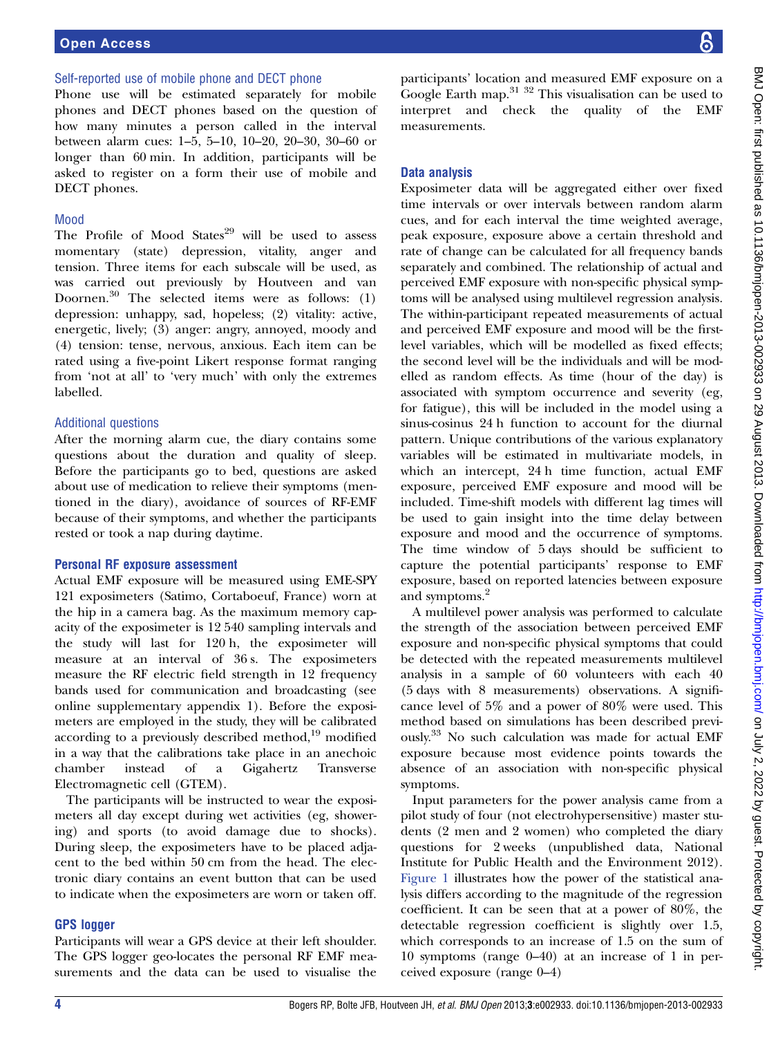### Self-reported use of mobile phone and DECT phone

Phone use will be estimated separately for mobile phones and DECT phones based on the question of how many minutes a person called in the interval between alarm cues: 1–5, 5–10, 10–20, 20–30, 30–60 or longer than 60 min. In addition, participants will be asked to register on a form their use of mobile and DECT phones.

### Mood

The Profile of Mood States[29] will be used to assess momentary (state) depression, vitality, anger and tension. Three items for each subscale will be used, as was carried out previously by Houtveen and van Doornen.[30] The selected items were as follows: (1) depression: unhappy, sad, hopeless; (2) vitality: active, energetic, lively; (3) anger: angry, annoyed, moody and (4) tension: tense, nervous, anxious. Each item can be rated using a five-point Likert response format ranging from 'not at all' to 'very much' with only the extremes labelled.

### Additional questions

After the morning alarm cue, the diary contains some questions about the duration and quality of sleep. Before the participants go to bed, questions are asked about use of medication to relieve their symptoms (mentioned in the diary), avoidance of sources of RF-EMF because of their symptoms, and whether the participants rested or took a nap during daytime.

## Personal RF exposure assessment

Actual EMF exposure will be measured using EME-SPY 121 exposimeters (Satimo, Cortaboeuf, France) worn at the hip in a camera bag. As the maximum memory capacity of the exposimeter is 12 540 sampling intervals and the study will last for 120 h, the exposimeter will measure at an interval of 36 s. The exposimeters measure the RF electric field strength in 12 frequency bands used for communication and broadcasting (see online supplementary appendix 1). Before the exposimeters are employed in the study, they will be calibrated according to a previously described method,[19] modified in a way that the calibrations take place in an anechoic chamber instead of a Gigahertz Transverse Electromagnetic cell (GTEM).

The participants will be instructed to wear the exposimeters all day except during wet activities (eg, showering) and sports (to avoid damage due to shocks). During sleep, the exposimeters have to be placed adjacent to the bed within 50 cm from the head. The electronic diary contains an event button that can be used to indicate when the exposimeters are worn or taken off.

## GPS logger

Participants will wear a GPS device at their left shoulder. The GPS logger geo-locates the personal RF EMF measurements and the data can be used to visualise the participants' location and measured EMF exposure on a Google Earth map.[31 32] This visualisation can be used to interpret and check the quality of the EMF measurements.

## Data analysis

Exposimeter data will be aggregated either over fixed time intervals or over intervals between random alarm cues, and for each interval the time weighted average, peak exposure, exposure above a certain threshold and rate of change can be calculated for all frequency bands separately and combined. The relationship of actual and perceived EMF exposure with non-specific physical symptoms will be analysed using multilevel regression analysis. The within-participant repeated measurements of actual and perceived EMF exposure and mood will be the first-level variables, which will be modelled as fixed effects; the second level will be the individuals and will be modelled as random effects. As time (hour of the day) is associated with symptom occurrence and severity (eg, for fatigue), this will be included in the model using a sinus-cosinus 24 h function to account for the diurnal pattern. Unique contributions of the various explanatory variables will be estimated in multivariate models, in which an intercept, 24 h time function, actual EMF exposure, perceived EMF exposure and mood will be included. Time-shift models with different lag times will be used to gain insight into the time delay between exposure and mood and the occurrence of symptoms. The time window of 5 days should be sufficient to capture the potential participants' response to EMF exposure, based on reported latencies between exposure and symptoms.[2]

A multilevel power analysis was performed to calculate the strength of the association between perceived EMF exposure and non-specific physical symptoms that could be detected with the repeated measurements multilevel analysis in a sample of 60 volunteers with each 40 (5 days with 8 measurements) observations. A significance level of 5% and a power of 80% were used. This method based on simulations has been described previously.[33] No such calculation was made for actual EMF exposure because most evidence points towards the absence of an association with non-specific physical symptoms.

Input parameters for the power analysis came from a pilot study of four (not electrohypersensitive) master students (2 men and 2 women) who completed the diary questions for 2 weeks (unpublished data, National Institute for Public Health and the Environment 2012). Figure 1 illustrates how the power of the statistical analysis differs according to the magnitude of the regression coefficient. It can be seen that at a power of 80%, the detectable regression coefficient is slightly over 1.5, which corresponds to an increase of 1.5 on the sum of 10 symptoms (range 0–40) at an increase of 1 in perceived exposure (range 0–4)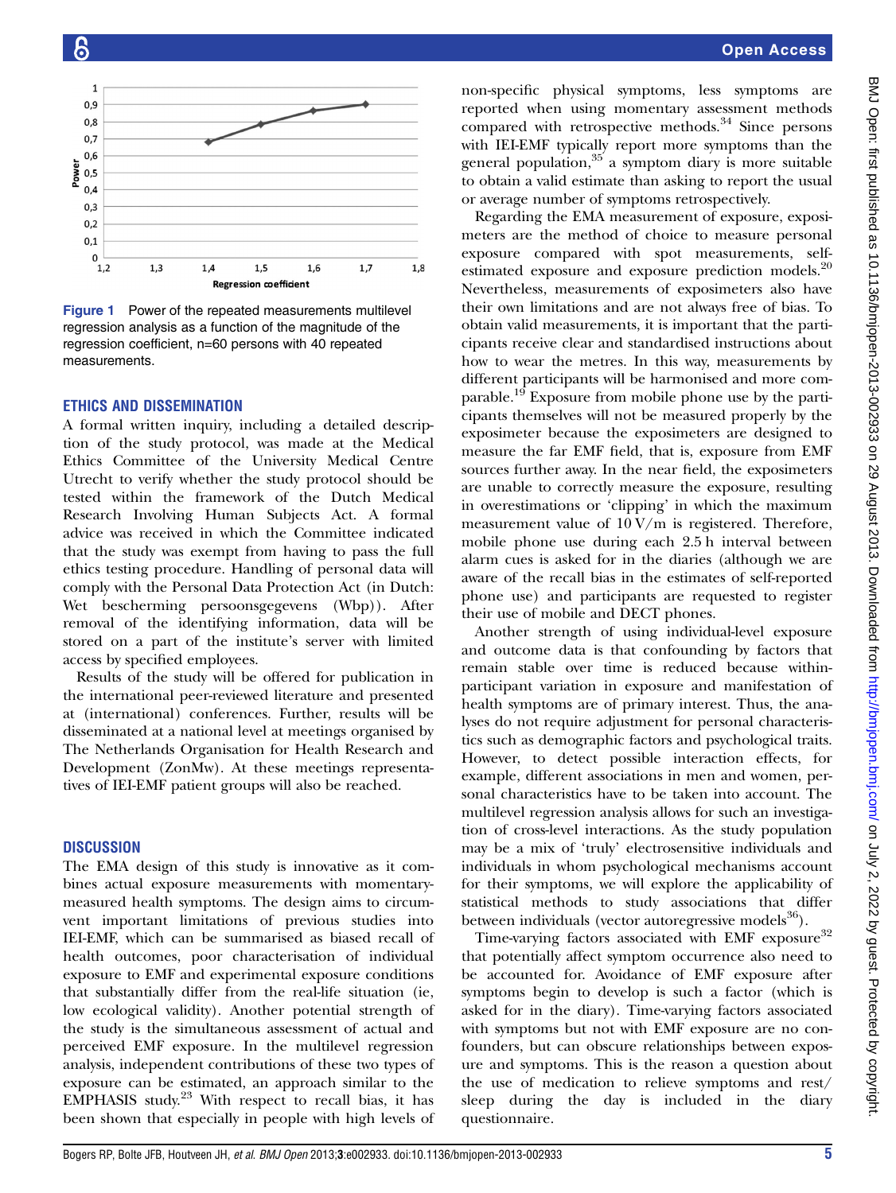Figure 1 Power of the repeated measurements multilevel regression analysis as a function of the magnitude of the regression coefficient, n=60 persons with 40 repeated measurements.

## ETHICS AND DISSEMINATION

A formal written inquiry, including a detailed description of the study protocol, was made at the Medical Ethics Committee of the University Medical Centre Utrecht to verify whether the study protocol should be tested within the framework of the Dutch Medical Research Involving Human Subjects Act. A formal advice was received in which the Committee indicated that the study was exempt from having to pass the full ethics testing procedure. Handling of personal data will comply with the Personal Data Protection Act (in Dutch: Wet bescherming persoonsgegevens (Wbp)). After removal of the identifying information, data will be stored on a part of the institute's server with limited access by specified employees.

Results of the study will be offered for publication in the international peer-reviewed literature and presented at (international) conferences. Further, results will be disseminated at a national level at meetings organised by The Netherlands Organisation for Health Research and Development (ZonMw). At these meetings representatives of IEI-EMF patient groups will also be reached.

## DISCUSSION

The EMA design of this study is innovative as it combines actual exposure measurements with momentary-measured health symptoms. The design aims to circumvent important limitations of previous studies into IEI-EMF, which can be summarised as biased recall of health outcomes, poor characterisation of individual exposure to EMF and experimental exposure conditions that substantially differ from the real-life situation (ie, low ecological validity). Another potential strength of the study is the simultaneous assessment of actual and perceived EMF exposure. In the multilevel regression analysis, independent contributions of these two types of exposure can be estimated, an approach similar to the EMPHASIS study.[23] With respect to recall bias, it has been shown that especially in people with high levels of non-specific physical symptoms, less symptoms are reported when using momentary assessment methods compared with retrospective methods.[34] Since persons with IEI-EMF typically report more symptoms than the general population,[35] a symptom diary is more suitable to obtain a valid estimate than asking to report the usual or average number of symptoms retrospectively.

Regarding the EMA measurement of exposure, exposimeters are the method of choice to measure personal exposure compared with spot measurements, self-estimated exposure and exposure prediction models.[20] Nevertheless, measurements of exposimeters also have their own limitations and are not always free of bias. To obtain valid measurements, it is important that the participants receive clear and standardised instructions about how to wear the metres. In this way, measurements by different participants will be harmonised and more comparable.[19] Exposure from mobile phone use by the participants themselves will not be measured properly by the exposimeter because the exposimeters are designed to measure the far EMF field, that is, exposure from EMF sources further away. In the near field, the exposimeters are unable to correctly measure the exposure, resulting in overestimations or 'clipping' in which the maximum measurement value of 10 V/m is registered. Therefore, mobile phone use during each 2.5 h interval between alarm cues is asked for in the diaries (although we are aware of the recall bias in the estimates of self-reported phone use) and participants are requested to register their use of mobile and DECT phones.

Another strength of using individual-level exposure and outcome data is that confounding by factors that remain stable over time is reduced because within-participant variation in exposure and manifestation of health symptoms are of primary interest. Thus, the analyses do not require adjustment for personal characteristics such as demographic factors and psychological traits. However, to detect possible interaction effects, for example, different associations in men and women, personal characteristics have to be taken into account. The multilevel regression analysis allows for such an investigation of cross-level interactions. As the study population may be a mix of 'truly' electrosensitive individuals and individuals in whom psychological mechanisms account for their symptoms, we will explore the applicability of statistical methods to study associations that differ between individuals (vector autoregressive models[36]).

Time-varying factors associated with EMF exposure[32] that potentially affect symptom occurrence also need to be accounted for. Avoidance of EMF exposure after symptoms begin to develop is such a factor (which is asked for in the diary). Time-varying factors associated with symptoms but not with EMF exposure are no confounders, but can obscure relationships between exposure and symptoms. This is the reason a question about the use of medication to relieve symptoms and rest/sleep during the day is included in the diary questionnaire.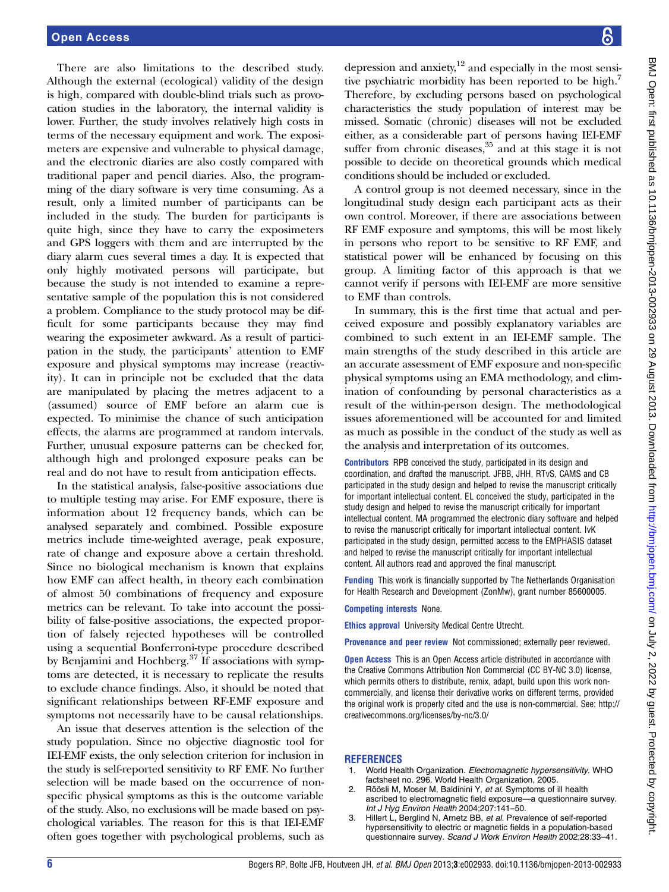There are also limitations to the described study. Although the external (ecological) validity of the design is high, compared with double-blind trials such as provocation studies in the laboratory, the internal validity is lower. Further, the study involves relatively high costs in terms of the necessary equipment and work. The exposimeters are expensive and vulnerable to physical damage, and the electronic diaries are also costly compared with traditional paper and pencil diaries. Also, the programming of the diary software is very time consuming. As a result, only a limited number of participants can be included in the study. The burden for participants is quite high, since they have to carry the exposimeters and GPS loggers with them and are interrupted by the diary alarm cues several times a day. It is expected that only highly motivated persons will participate, but because the study is not intended to examine a representative sample of the population this is not considered a problem. Compliance to the study protocol may be difficult for some participants because they may find wearing the exposimeter awkward. As a result of participation in the study, the participants' attention to EMF exposure and physical symptoms may increase (reactivity). It can in principle not be excluded that the data are manipulated by placing the metres adjacent to a (assumed) source of EMF before an alarm cue is expected. To minimise the chance of such anticipation effects, the alarms are programmed at random intervals. Further, unusual exposure patterns can be checked for, although high and prolonged exposure peaks can be real and do not have to result from anticipation effects.

In the statistical analysis, false-positive associations due to multiple testing may arise. For EMF exposure, there is information about 12 frequency bands, which can be analysed separately and combined. Possible exposure metrics include time-weighted average, peak exposure, rate of change and exposure above a certain threshold. Since no biological mechanism is known that explains how EMF can affect health, in theory each combination of almost 50 combinations of frequency and exposure metrics can be relevant. To take into account the possibility of false-positive associations, the expected proportion of falsely rejected hypotheses will be controlled using a sequential Bonferroni-type procedure described by Benjamini and Hochberg.[37] If associations with symptoms are detected, it is necessary to replicate the results to exclude chance findings. Also, it should be noted that significant relationships between RF-EMF exposure and symptoms not necessarily have to be causal relationships.

An issue that deserves attention is the selection of the study population. Since no objective diagnostic tool for IEI-EMF exists, the only selection criterion for inclusion in the study is self-reported sensitivity to RF EMF. No further selection will be made based on the occurrence of non-specific physical symptoms as this is the outcome variable of the study. Also, no exclusions will be made based on psychological variables. The reason for this is that IEI-EMF often goes together with psychological problems, such as depression and anxiety,[12] and especially in the most sensitive psychiatric morbidity has been reported to be high.[7] Therefore, by excluding persons based on psychological characteristics the study population of interest may be missed. Somatic (chronic) diseases will not be excluded either, as a considerable part of persons having IEI-EMF suffer from chronic diseases,[35] and at this stage it is not possible to decide on theoretical grounds which medical conditions should be included or excluded.

A control group is not deemed necessary, since in the longitudinal study design each participant acts as their own control. Moreover, if there are associations between RF EMF exposure and symptoms, this will be most likely in persons who report to be sensitive to RF EMF, and statistical power will be enhanced by focusing on this group. A limiting factor of this approach is that we cannot verify if persons with IEI-EMF are more sensitive to EMF than controls.

In summary, this is the first time that actual and perceived exposure and possibly explanatory variables are combined to such extent in an IEI-EMF sample. The main strengths of the study described in this article are an accurate assessment of EMF exposure and non-specific physical symptoms using an EMA methodology, and elimination of confounding by personal characteristics as a result of the within-person design. The methodological issues aforementioned will be accounted for and limited as much as possible in the conduct of the study as well as the analysis and interpretation of its outcomes.

**Contributors** RPB conceived the study, participated in its design and coordination, and drafted the manuscript. JFBB, JHH, RTvS, CAMS and CB participated in the study design and helped to revise the manuscript critically for important intellectual content. EL conceived the study, participated in the study design and helped to revise the manuscript critically for important intellectual content. MA programmed the electronic diary software and helped to revise the manuscript critically for important intellectual content. IvK participated in the study design, permitted access to the EMPHASIS dataset and helped to revise the manuscript critically for important intellectual content. All authors read and approved the final manuscript.

**Funding** This work is financially supported by The Netherlands Organisation for Health Research and Development (ZonMw), grant number 85600005.

**Competing interests** None.

**Ethics approval** University Medical Centre Utrecht.

**Provenance and peer review** Not commissioned; externally peer reviewed.

**Open Access** This is an Open Access article distributed in accordance with the Creative Commons Attribution Non Commercial (CC BY-NC 3.0) license, which permits others to distribute, remix, adapt, build upon this work non-commercially, and license their derivative works on different terms, provided the original work is properly cited and the use is non-commercial. See: http://creativecommons.org/licenses/by-nc/3.0/

## REFERENCES

1. World Health Organization. *Electromagnetic hypersensitivity*. WHO factsheet no. 296. World Health Organization, 2005.
2. Röösli M, Moser M, Baldinini Y, *et al*. Symptoms of ill health ascribed to electromagnetic field exposure—a questionnaire survey. *Int J Hyg Environ Health* 2004;207:141–50.
3. Hillert L, Berglind N, Arnetz BB, *et al*. Prevalence of self-reported hypersensitivity to electric or magnetic fields in a population-based questionnaire survey. *Scand J Work Environ Health* 2002;28:33–41.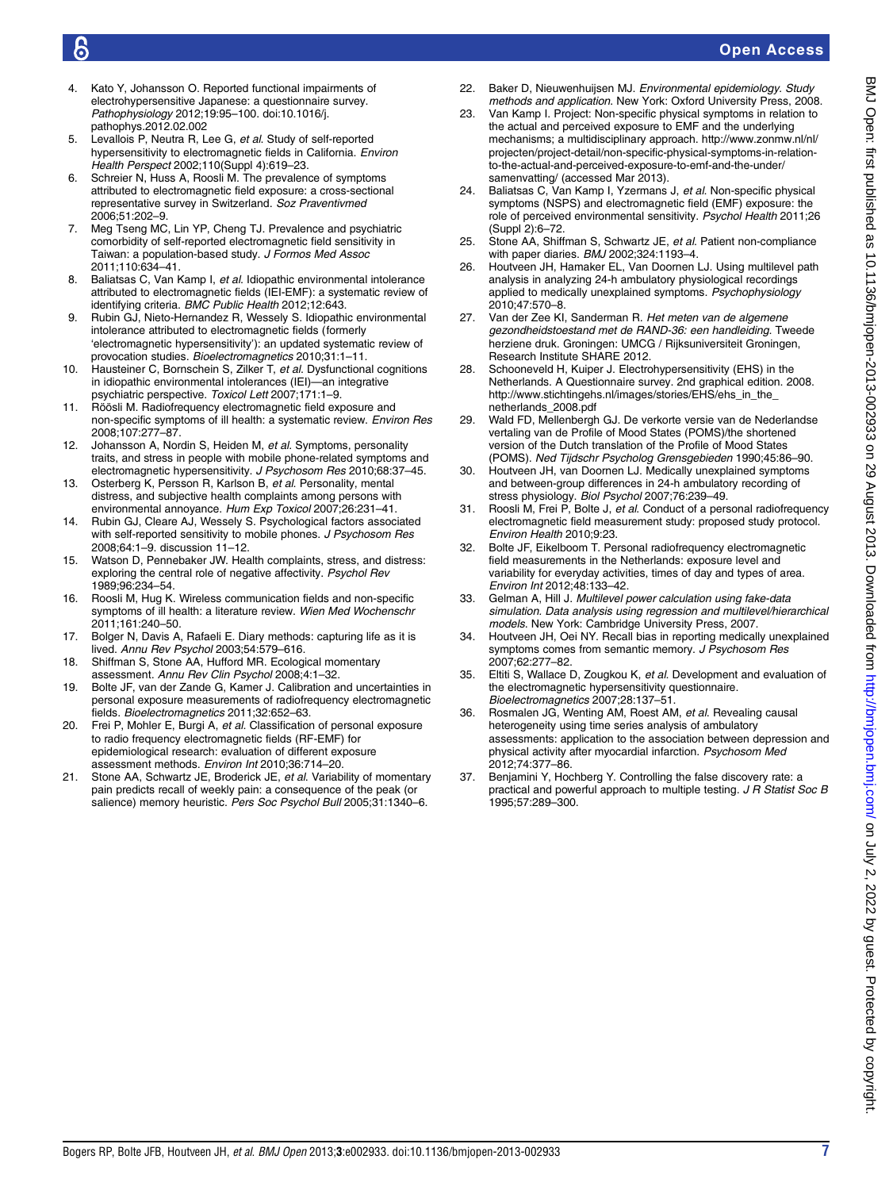4. Kato Y, Johansson O. Reported functional impairments of electrohypersensitive Japanese: a questionnaire survey. *Pathophysiology* 2012;19:95–100. doi:10.1016/j.pathophys.2012.02.002
5. Levallois P, Neutra R, Lee G, *et al.* Study of self-reported hypersensitivity to electromagnetic fields in California. *Environ Health Perspect* 2002;110(Suppl 4):619–23.
6. Schreier N, Huss A, Roosli M. The prevalence of symptoms attributed to electromagnetic field exposure: a cross-sectional representative survey in Switzerland. *Soz Praventivmed* 2006;51:202–9.
7. Meg Tseng MC, Lin YP, Cheng TJ. Prevalence and psychiatric comorbidity of self-reported electromagnetic field sensitivity in Taiwan: a population-based study. *J Formos Med Assoc* 2011;110:634–41.
8. Baliatsas C, Van Kamp I, *et al.* Idiopathic environmental intolerance attributed to electromagnetic fields (IEI-EMF): a systematic review of identifying criteria. *BMC Public Health* 2012;12:643.
9. Rubin GJ, Nieto-Hernandez R, Wessely S. Idiopathic environmental intolerance attributed to electromagnetic fields (formerly 'electromagnetic hypersensitivity'): an updated systematic review of provocation studies. *Bioelectromagnetics* 2010;31:1–11.
10. Hausteiner C, Bornschein S, Zilker T, *et al.* Dysfunctional cognitions in idiopathic environmental intolerances (IEI)—an integrative psychiatric perspective. *Toxicol Lett* 2007;171:1–9.
11. Röösli M. Radiofrequency electromagnetic field exposure and non-specific symptoms of ill health: a systematic review. *Environ Res* 2008;107:277–87.
12. Johansson A, Nordin S, Heiden M, *et al.* Symptoms, personality traits, and stress in people with mobile phone-related symptoms and electromagnetic hypersensitivity. *J Psychosom Res* 2010;68:37–45.
13. Osterberg K, Persson R, Karlson B, *et al.* Personality, mental distress, and subjective health complaints among persons with environmental annoyance. *Hum Exp Toxicol* 2007;26:231–41.
14. Rubin GJ, Cleare AJ, Wessely S. Psychological factors associated with self-reported sensitivity to mobile phones. *J Psychosom Res* 2008;64:1–9. discussion 11–12.
15. Watson D, Pennebaker JW. Health complaints, stress, and distress: exploring the central role of negative affectivity. *Psychol Rev* 1989;96:234–54.
16. Roosli M, Hug K. Wireless communication fields and non-specific symptoms of ill health: a literature review. *Wien Med Wochenschr* 2011;161:240–50.
17. Bolger N, Davis A, Rafaeli E. Diary methods: capturing life as it is lived. *Annu Rev Psychol* 2003;54:579–616.
18. Shiffman S, Stone AA, Hufford MR. Ecological momentary assessment. *Annu Rev Clin Psychol* 2008;4:1–32.
19. Bolte JF, van der Zande G, Kamer J. Calibration and uncertainties in personal exposure measurements of radiofrequency electromagnetic fields. *Bioelectromagnetics* 2011;32:652–63.
20. Frei P, Mohler E, Burgi A, *et al.* Classification of personal exposure to radio frequency electromagnetic fields (RF-EMF) for epidemiological research: evaluation of different exposure assessment methods. *Environ Int* 2010;36:714–20.
21. Stone AA, Schwartz JE, Broderick JE, *et al.* Variability of momentary pain predicts recall of weekly pain: a consequence of the peak (or salience) memory heuristic. *Pers Soc Psychol Bull* 2005;31:1340–6.
22. Baker D, Nieuwenhuijsen MJ. *Environmental epidemiology. Study methods and application*. New York: Oxford University Press, 2008.
23. Van Kamp I. Project: Non-specific physical symptoms in relation to the actual and perceived exposure to EMF and the underlying mechanisms; a multidisciplinary approach. http://www.zonmw.nl/nl/projecten/project-detail/non-specific-physical-symptoms-in-relation-to-the-actual-and-perceived-exposure-to-emf-and-the-under/samenvatting/ (accessed Mar 2013).
24. Baliatsas C, Van Kamp I, Yzermans J, *et al.* Non-specific physical symptoms (NSPS) and electromagnetic field (EMF) exposure: the role of perceived environmental sensitivity. *Psychol Health* 2011;26 (Suppl 2):6–72.
25. Stone AA, Shiffman S, Schwartz JE, *et al.* Patient non-compliance with paper diaries. *BMJ* 2002;324:1193–4.
26. Houtveen JH, Hamaker EL, Van Doornen LJ. Using multilevel path analysis in analyzing 24-h ambulatory physiological recordings applied to medically unexplained symptoms. *Psychophysiology* 2010;47:570–8.
27. Van der Zee KI, Sanderman R. *Het meten van de algemene gezondheidstoestand met de RAND-36: een handleiding*. Tweede herziene druk. Groningen: UMCG / Rijksuniversiteit Groningen, Research Institute SHARE 2012.
28. Schooneveld H, Kuiper J. Electrohypersensitivity (EHS) in the Netherlands. A Questionnaire survey. 2nd graphical edition. 2008. http://www.stichtingehs.nl/images/stories/EHS/ehs_in_the_netherlands_2008.pdf
29. Wald FD, Mellenbergh GJ. De verkorte versie van de Nederlandse vertaling van de Profile of Mood States (POMS)/the shortened version of the Dutch translation of the Profile of Mood States (POMS). *Ned Tijdschr Psycholog Grensgebieden* 1990;45:86–90.
30. Houtveen JH, van Doornen LJ. Medically unexplained symptoms and between-group differences in 24-h ambulatory recording of stress physiology. *Biol Psychol* 2007;76:239–49.
31. Roosli M, Frei P, Bolte J, *et al.* Conduct of a personal radiofrequency electromagnetic field measurement study: proposed study protocol. *Environ Health* 2010;9:23.
32. Bolte JF, Eikelboom T. Personal radiofrequency electromagnetic field measurements in the Netherlands: exposure level and variability for everyday activities, times of day and types of area. *Environ Int* 2012;48:133–42.
33. Gelman A, Hill J. *Multilevel power calculation using fake-data simulation. Data analysis using regression and multilevel/hierarchical models*. New York: Cambridge University Press, 2007.
34. Houtveen JH, Oei NY. Recall bias in reporting medically unexplained symptoms comes from semantic memory. *J Psychosom Res* 2007;62:277–82.
35. Eltiti S, Wallace D, Zougkou K, *et al.* Development and evaluation of the electromagnetic hypersensitivity questionnaire. *Bioelectromagnetics* 2007;28:137–51.
36. Rosmalen JG, Wenting AM, Roest AM, *et al.* Revealing causal heterogeneity using time series analysis of ambulatory assessments: application to the association between depression and physical activity after myocardial infarction. *Psychosom Med* 2012;74:377–86.
37. Benjamini Y, Hochberg Y. Controlling the false discovery rate: a practical and powerful approach to multiple testing. *J R Statist Soc B* 1995;57:289–300.